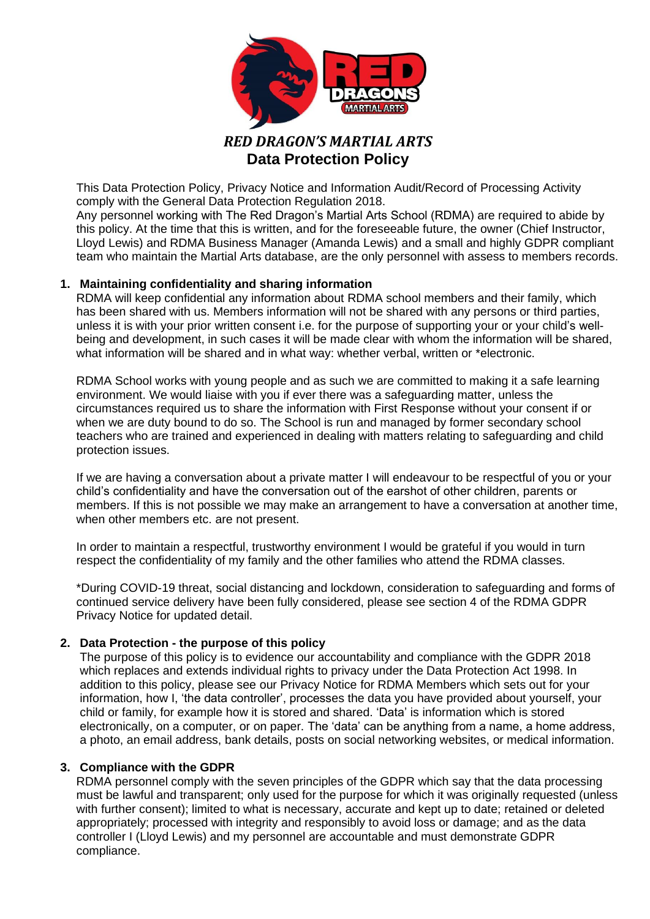# *RED DRAGON'S MARTIAL ARTS*
## Data Protection Policy

This Data Protection Policy, Privacy Notice and Information Audit/Record of Processing Activity comply with the General Data Protection Regulation 2018.
Any personnel working with The Red Dragon's Martial Arts School (RDMA) are required to abide by this policy. At the time that this is written, and for the foreseeable future, the owner (Chief Instructor, Lloyd Lewis) and RDMA Business Manager (Amanda Lewis) and a small and highly GDPR compliant team who maintain the Martial Arts database, are the only personnel with assess to members records.

### 1. Maintaining confidentiality and sharing information

RDMA will keep confidential any information about RDMA school members and their family, which has been shared with us. Members information will not be shared with any persons or third parties, unless it is with your prior written consent i.e. for the purpose of supporting your or your child's well-being and development, in such cases it will be made clear with whom the information will be shared, what information will be shared and in what way: whether verbal, written or *electronic.

RDMA School works with young people and as such we are committed to making it a safe learning environment. We would liaise with you if ever there was a safeguarding matter, unless the circumstances required us to share the information with First Response without your consent if or when we are duty bound to do so. The School is run and managed by former secondary school teachers who are trained and experienced in dealing with matters relating to safeguarding and child protection issues.

If we are having a conversation about a private matter I will endeavour to be respectful of you or your child's confidentiality and have the conversation out of the earshot of other children, parents or members. If this is not possible we may make an arrangement to have a conversation at another time, when other members etc. are not present.

In order to maintain a respectful, trustworthy environment I would be grateful if you would in turn respect the confidentiality of my family and the other families who attend the RDMA classes.

*During COVID-19 threat, social distancing and lockdown, consideration to safeguarding and forms of continued service delivery have been fully considered, please see section 4 of the RDMA GDPR Privacy Notice for updated detail.

### 2. Data Protection - the purpose of this policy

The purpose of this policy is to evidence our accountability and compliance with the GDPR 2018 which replaces and extends individual rights to privacy under the Data Protection Act 1998. In addition to this policy, please see our Privacy Notice for RDMA Members which sets out for your information, how I, 'the data controller', processes the data you have provided about yourself, your child or family, for example how it is stored and shared. 'Data' is information which is stored electronically, on a computer, or on paper. The 'data' can be anything from a name, a home address, a photo, an email address, bank details, posts on social networking websites, or medical information.

### 3. Compliance with the GDPR

RDMA personnel comply with the seven principles of the GDPR which say that the data processing must be lawful and transparent; only used for the purpose for which it was originally requested (unless with further consent); limited to what is necessary, accurate and kept up to date; retained or deleted appropriately; processed with integrity and responsibly to avoid loss or damage; and as the data controller I (Lloyd Lewis) and my personnel are accountable and must demonstrate GDPR compliance.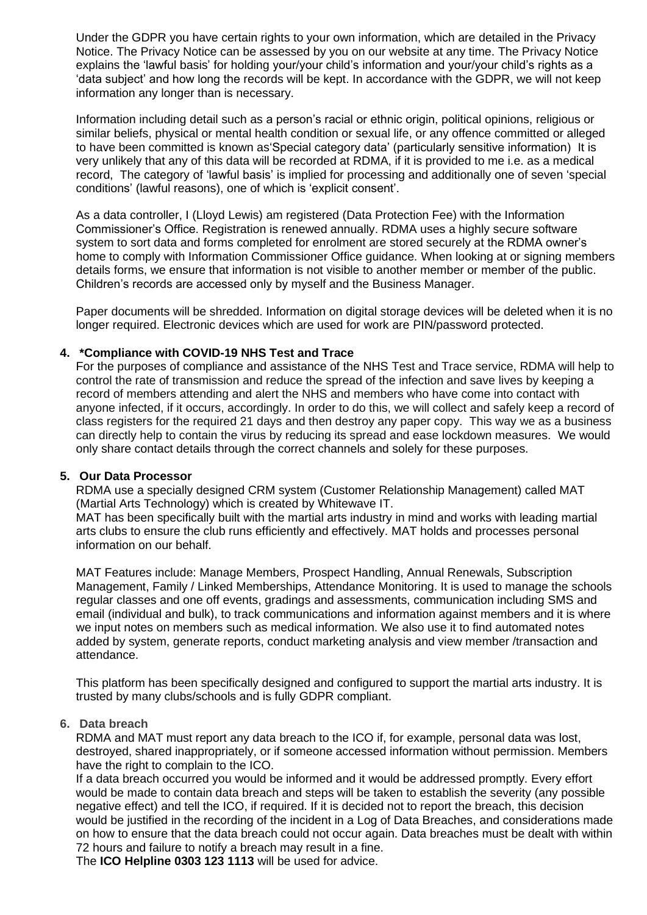Under the GDPR you have certain rights to your own information, which are detailed in the Privacy Notice. The Privacy Notice can be assessed by you on our website at any time. The Privacy Notice explains the 'lawful basis' for holding your/your child's information and your/your child's rights as a 'data subject' and how long the records will be kept. In accordance with the GDPR, we will not keep information any longer than is necessary.

Information including detail such as a person's racial or ethnic origin, political opinions, religious or similar beliefs, physical or mental health condition or sexual life, or any offence committed or alleged to have been committed is known as'Special category data' (particularly sensitive information) It is very unlikely that any of this data will be recorded at RDMA, if it is provided to me i.e. as a medical record, The category of 'lawful basis' is implied for processing and additionally one of seven 'special conditions' (lawful reasons), one of which is 'explicit consent'.

As a data controller, I (Lloyd Lewis) am registered (Data Protection Fee) with the Information Commissioner's Office. Registration is renewed annually. RDMA uses a highly secure software system to sort data and forms completed for enrolment are stored securely at the RDMA owner's home to comply with Information Commissioner Office guidance. When looking at or signing members details forms, we ensure that information is not visible to another member or member of the public. Children's records are accessed only by myself and the Business Manager.

Paper documents will be shredded. Information on digital storage devices will be deleted when it is no longer required. Electronic devices which are used for work are PIN/password protected.

**4. *Compliance with COVID-19 NHS Test and Trace**

For the purposes of compliance and assistance of the NHS Test and Trace service, RDMA will help to control the rate of transmission and reduce the spread of the infection and save lives by keeping a record of members attending and alert the NHS and members who have come into contact with anyone infected, if it occurs, accordingly. In order to do this, we will collect and safely keep a record of class registers for the required 21 days and then destroy any paper copy. This way we as a business can directly help to contain the virus by reducing its spread and ease lockdown measures. We would only share contact details through the correct channels and solely for these purposes.

**5. Our Data Processor**

RDMA use a specially designed CRM system (Customer Relationship Management) called MAT (Martial Arts Technology) which is created by Whitewave IT.
MAT has been specifically built with the martial arts industry in mind and works with leading martial arts clubs to ensure the club runs efficiently and effectively. MAT holds and processes personal information on our behalf.

MAT Features include: Manage Members, Prospect Handling, Annual Renewals, Subscription Management, Family / Linked Memberships, Attendance Monitoring. It is used to manage the schools regular classes and one off events, gradings and assessments, communication including SMS and email (individual and bulk), to track communications and information against members and it is where we input notes on members such as medical information. We also use it to find automated notes added by system, generate reports, conduct marketing analysis and view member /transaction and attendance.

This platform has been specifically designed and configured to support the martial arts industry. It is trusted by many clubs/schools and is fully GDPR compliant.

**6. Data breach**

RDMA and MAT must report any data breach to the ICO if, for example, personal data was lost, destroyed, shared inappropriately, or if someone accessed information without permission. Members have the right to complain to the ICO.
If a data breach occurred you would be informed and it would be addressed promptly. Every effort would be made to contain data breach and steps will be taken to establish the severity (any possible negative effect) and tell the ICO, if required. If it is decided not to report the breach, this decision would be justified in the recording of the incident in a Log of Data Breaches, and considerations made on how to ensure that the data breach could not occur again. Data breaches must be dealt with within 72 hours and failure to notify a breach may result in a fine.
The **ICO Helpline 0303 123 1113** will be used for advice.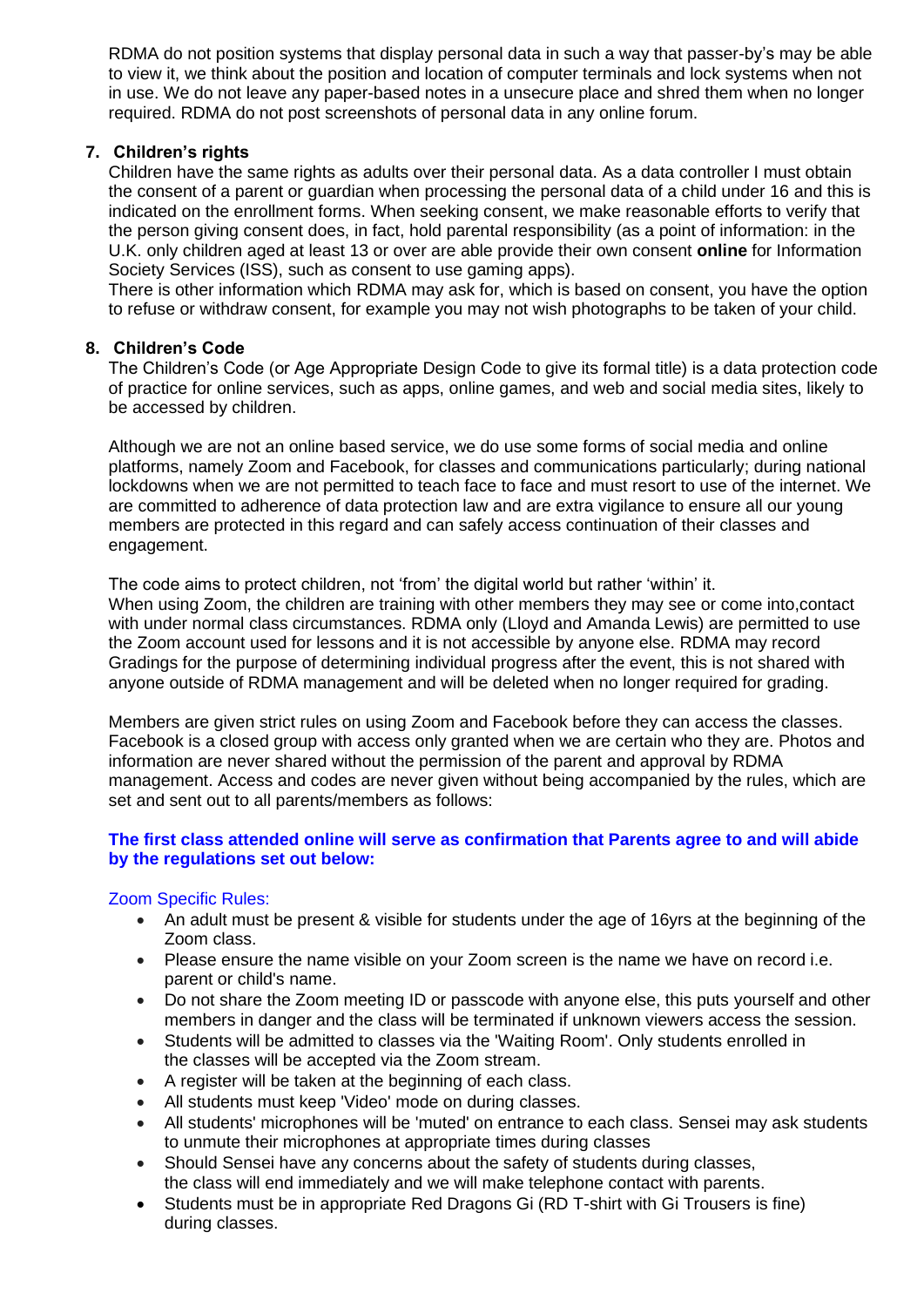RDMA do not position systems that display personal data in such a way that passer-by's may be able to view it, we think about the position and location of computer terminals and lock systems when not in use. We do not leave any paper-based notes in a unsecure place and shred them when no longer required. RDMA do not post screenshots of personal data in any online forum.

## 7. Children's rights

Children have the same rights as adults over their personal data. As a data controller I must obtain the consent of a parent or guardian when processing the personal data of a child under 16 and this is indicated on the enrollment forms. When seeking consent, we make reasonable efforts to verify that the person giving consent does, in fact, hold parental responsibility (as a point of information: in the U.K. only children aged at least 13 or over are able provide their own consent **online** for Information Society Services (ISS), such as consent to use gaming apps).

There is other information which RDMA may ask for, which is based on consent, you have the option to refuse or withdraw consent, for example you may not wish photographs to be taken of your child.

## 8. Children's Code

The Children's Code (or Age Appropriate Design Code to give its formal title) is a data protection code of practice for online services, such as apps, online games, and web and social media sites, likely to be accessed by children.

Although we are not an online based service, we do use some forms of social media and online platforms, namely Zoom and Facebook, for classes and communications particularly; during national lockdowns when we are not permitted to teach face to face and must resort to use of the internet. We are committed to adherence of data protection law and are extra vigilance to ensure all our young members are protected in this regard and can safely access continuation of their classes and engagement.

The code aims to protect children, not 'from' the digital world but rather 'within' it.

When using Zoom, the children are training with other members they may see or come into,contact with under normal class circumstances. RDMA only (Lloyd and Amanda Lewis) are permitted to use the Zoom account used for lessons and it is not accessible by anyone else. RDMA may record Gradings for the purpose of determining individual progress after the event, this is not shared with anyone outside of RDMA management and will be deleted when no longer required for grading.

Members are given strict rules on using Zoom and Facebook before they can access the classes. Facebook is a closed group with access only granted when we are certain who they are. Photos and information are never shared without the permission of the parent and approval by RDMA management. Access and codes are never given without being accompanied by the rules, which are set and sent out to all parents/members as follows:

**The first class attended online will serve as confirmation that Parents agree to and will abide by the regulations set out below:**

Zoom Specific Rules:

- An adult must be present & visible for students under the age of 16yrs at the beginning of the Zoom class.
- Please ensure the name visible on your Zoom screen is the name we have on record i.e. parent or child's name.
- Do not share the Zoom meeting ID or passcode with anyone else, this puts yourself and other members in danger and the class will be terminated if unknown viewers access the session.
- Students will be admitted to classes via the 'Waiting Room'. Only students enrolled in the classes will be accepted via the Zoom stream.
- A register will be taken at the beginning of each class.
- All students must keep 'Video' mode on during classes.
- All students' microphones will be 'muted' on entrance to each class. Sensei may ask students to unmute their microphones at appropriate times during classes
- Should Sensei have any concerns about the safety of students during classes, the class will end immediately and we will make telephone contact with parents.
- Students must be in appropriate Red Dragons Gi (RD T-shirt with Gi Trousers is fine) during classes.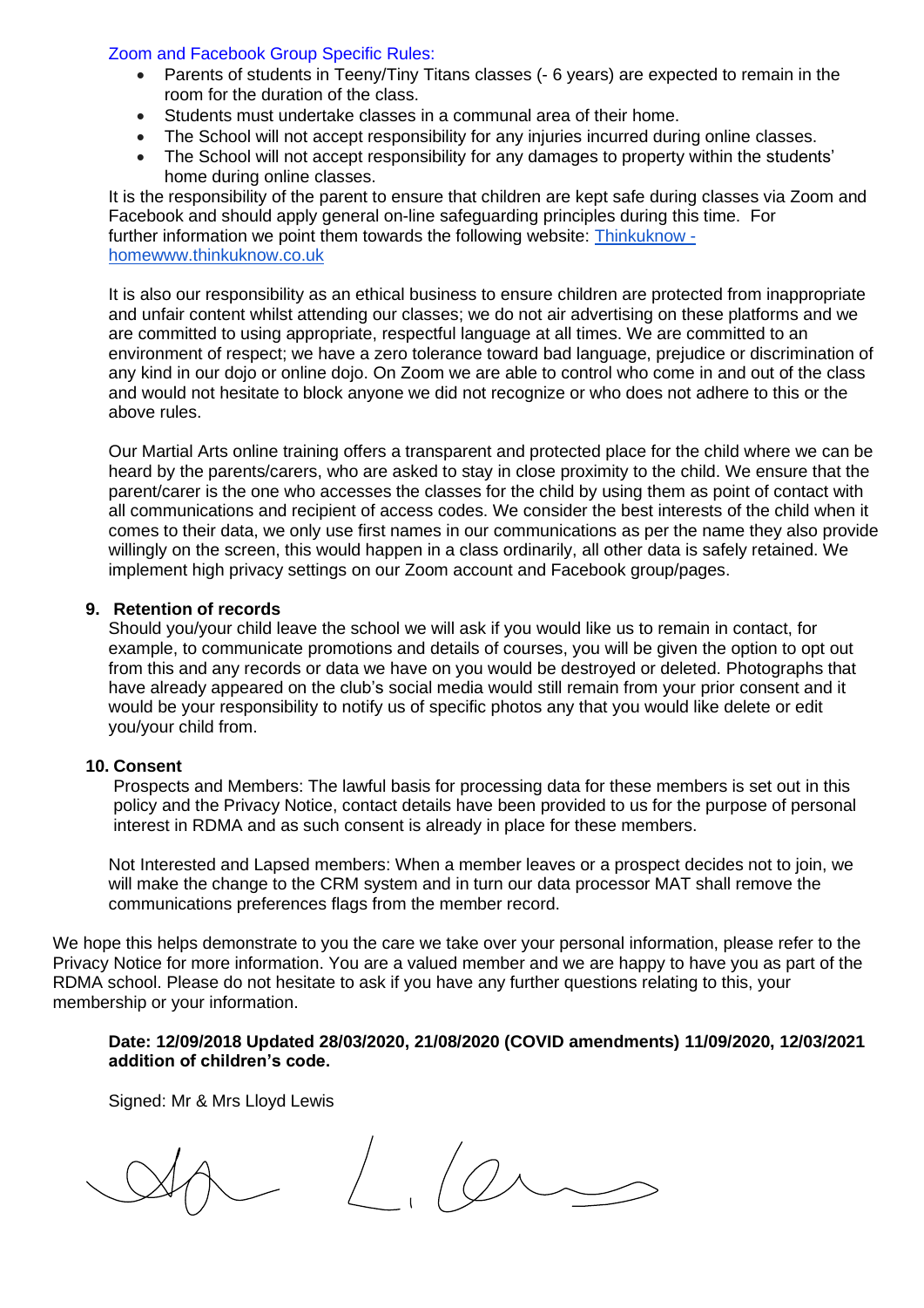Zoom and Facebook Group Specific Rules:

- Parents of students in Teeny/Tiny Titans classes (- 6 years) are expected to remain in the room for the duration of the class.
- Students must undertake classes in a communal area of their home.
- The School will not accept responsibility for any injuries incurred during online classes.
- The School will not accept responsibility for any damages to property within the students' home during online classes.

It is the responsibility of the parent to ensure that children are kept safe during classes via Zoom and Facebook and should apply general on-line safeguarding principles during this time. For further information we point them towards the following website: [Thinkuknow - homewww.thinkuknow.co.uk](www.thinkuknow.co.uk)

It is also our responsibility as an ethical business to ensure children are protected from inappropriate and unfair content whilst attending our classes; we do not air advertising on these platforms and we are committed to using appropriate, respectful language at all times. We are committed to an environment of respect; we have a zero tolerance toward bad language, prejudice or discrimination of any kind in our dojo or online dojo. On Zoom we are able to control who come in and out of the class and would not hesitate to block anyone we did not recognize or who does not adhere to this or the above rules.

Our Martial Arts online training offers a transparent and protected place for the child where we can be heard by the parents/carers, who are asked to stay in close proximity to the child. We ensure that the parent/carer is the one who accesses the classes for the child by using them as point of contact with all communications and recipient of access codes. We consider the best interests of the child when it comes to their data, we only use first names in our communications as per the name they also provide willingly on the screen, this would happen in a class ordinarily, all other data is safely retained. We implement high privacy settings on our Zoom account and Facebook group/pages.

## 9. Retention of records

Should you/your child leave the school we will ask if you would like us to remain in contact, for example, to communicate promotions and details of courses, you will be given the option to opt out from this and any records or data we have on you would be destroyed or deleted. Photographs that have already appeared on the club's social media would still remain from your prior consent and it would be your responsibility to notify us of specific photos any that you would like delete or edit you/your child from.

## 10. Consent

Prospects and Members: The lawful basis for processing data for these members is set out in this policy and the Privacy Notice, contact details have been provided to us for the purpose of personal interest in RDMA and as such consent is already in place for these members.

Not Interested and Lapsed members: When a member leaves or a prospect decides not to join, we will make the change to the CRM system and in turn our data processor MAT shall remove the communications preferences flags from the member record.

We hope this helps demonstrate to you the care we take over your personal information, please refer to the Privacy Notice for more information. You are a valued member and we are happy to have you as part of the RDMA school. Please do not hesitate to ask if you have any further questions relating to this, your membership or your information.

**Date: 12/09/2018 Updated 28/03/2020, 21/08/2020 (COVID amendments) 11/09/2020, 12/03/2021 addition of children's code.**

Signed: Mr & Mrs Lloyd Lewis